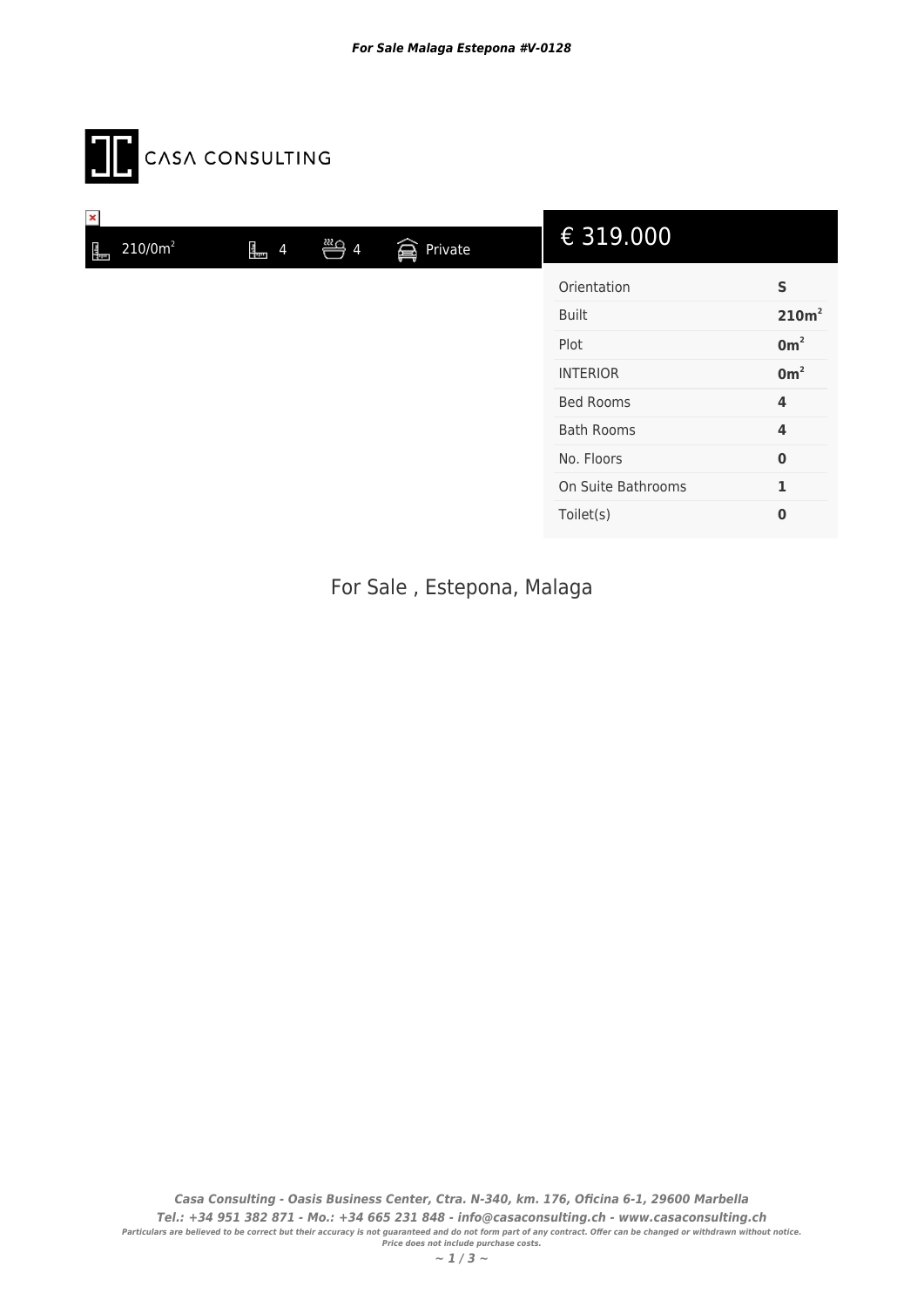CASA CONSULTING

210/0m² | 4 | 4 | Private

# € 319.000

| | |
|---|---|
| Orientation | **S** |
| Built | **210m²** |
| Plot | **0m²** |
| INTERIOR | **0m²** |
| Bed Rooms | **4** |
| Bath Rooms | **4** |
| No. Floors | **0** |
| On Suite Bathrooms | **1** |
| Toilet(s) | **0** |

## For Sale , Estepona, Malaga

***Casa Consulting - Oasis Business Center, Ctra. N-340, km. 176, Oficina 6-1, 29600 Marbella***
***Tel.: +34 951 382 871 - Mo.: +34 665 231 848 - info@casaconsulting.ch - www.casaconsulting.ch***
***Particulars are believed to be correct but their accuracy is not guaranteed and do not form part of any contract. Offer can be changed or withdrawn without notice.***
***Price does not include purchase costs.***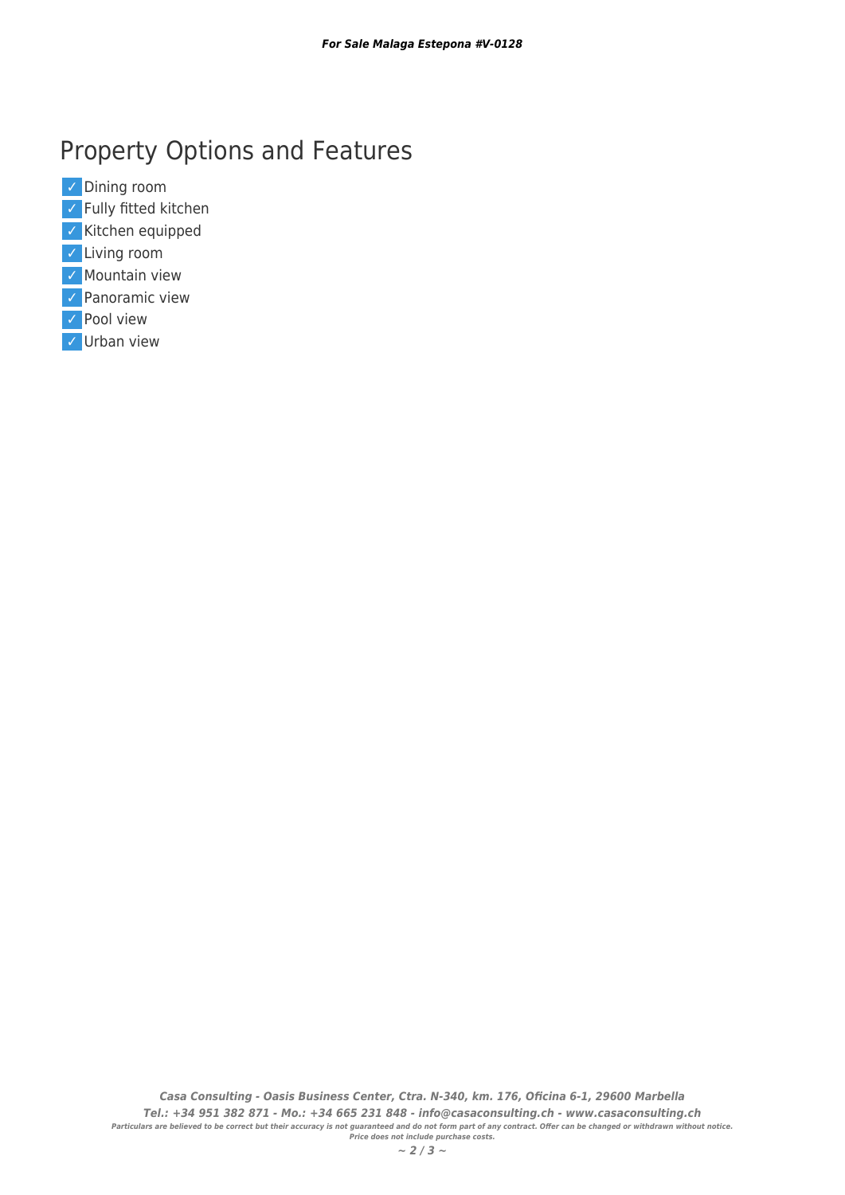# Property Options and Features

- ✓ Dining room
- ✓ Fully fitted kitchen
- ✓ Kitchen equipped
- ✓ Living room
- ✓ Mountain view
- ✓ Panoramic view
- ✓ Pool view
- ✓ Urban view